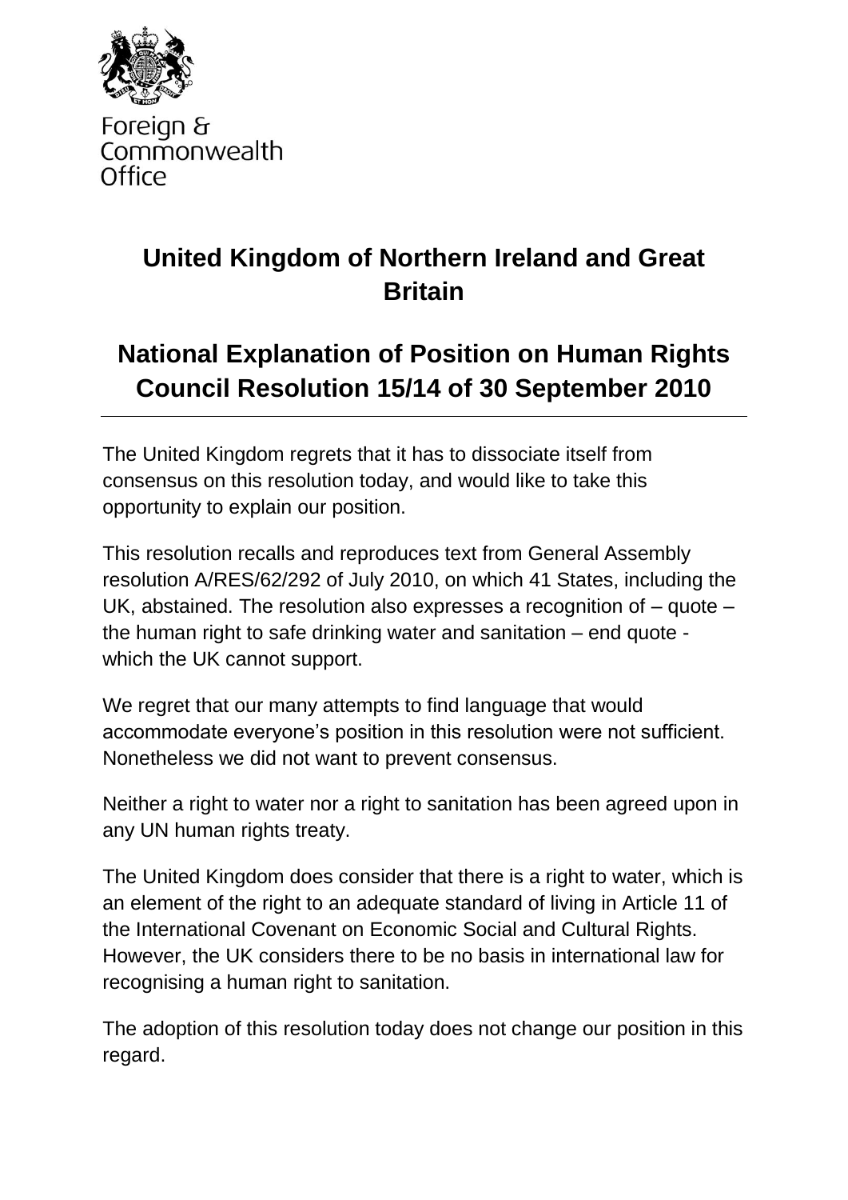Foreign & Commonwealth Office

# United Kingdom of Northern Ireland and Great Britain

# National Explanation of Position on Human Rights Council Resolution 15/14 of 30 September 2010

The United Kingdom regrets that it has to dissociate itself from consensus on this resolution today, and would like to take this opportunity to explain our position.

This resolution recalls and reproduces text from General Assembly resolution A/RES/62/292 of July 2010, on which 41 States, including the UK, abstained. The resolution also expresses a recognition of – quote – the human right to safe drinking water and sanitation – end quote - which the UK cannot support.

We regret that our many attempts to find language that would accommodate everyone's position in this resolution were not sufficient. Nonetheless we did not want to prevent consensus.

Neither a right to water nor a right to sanitation has been agreed upon in any UN human rights treaty.

The United Kingdom does consider that there is a right to water, which is an element of the right to an adequate standard of living in Article 11 of the International Covenant on Economic Social and Cultural Rights. However, the UK considers there to be no basis in international law for recognising a human right to sanitation.

The adoption of this resolution today does not change our position in this regard.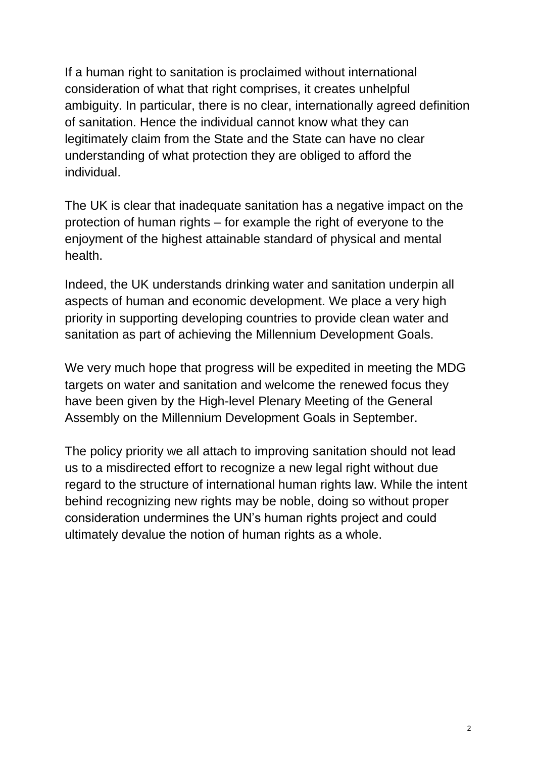If a human right to sanitation is proclaimed without international consideration of what that right comprises, it creates unhelpful ambiguity. In particular, there is no clear, internationally agreed definition of sanitation. Hence the individual cannot know what they can legitimately claim from the State and the State can have no clear understanding of what protection they are obliged to afford the individual.

The UK is clear that inadequate sanitation has a negative impact on the protection of human rights – for example the right of everyone to the enjoyment of the highest attainable standard of physical and mental health.

Indeed, the UK understands drinking water and sanitation underpin all aspects of human and economic development. We place a very high priority in supporting developing countries to provide clean water and sanitation as part of achieving the Millennium Development Goals.

We very much hope that progress will be expedited in meeting the MDG targets on water and sanitation and welcome the renewed focus they have been given by the High-level Plenary Meeting of the General Assembly on the Millennium Development Goals in September.

The policy priority we all attach to improving sanitation should not lead us to a misdirected effort to recognize a new legal right without due regard to the structure of international human rights law. While the intent behind recognizing new rights may be noble, doing so without proper consideration undermines the UN's human rights project and could ultimately devalue the notion of human rights as a whole.